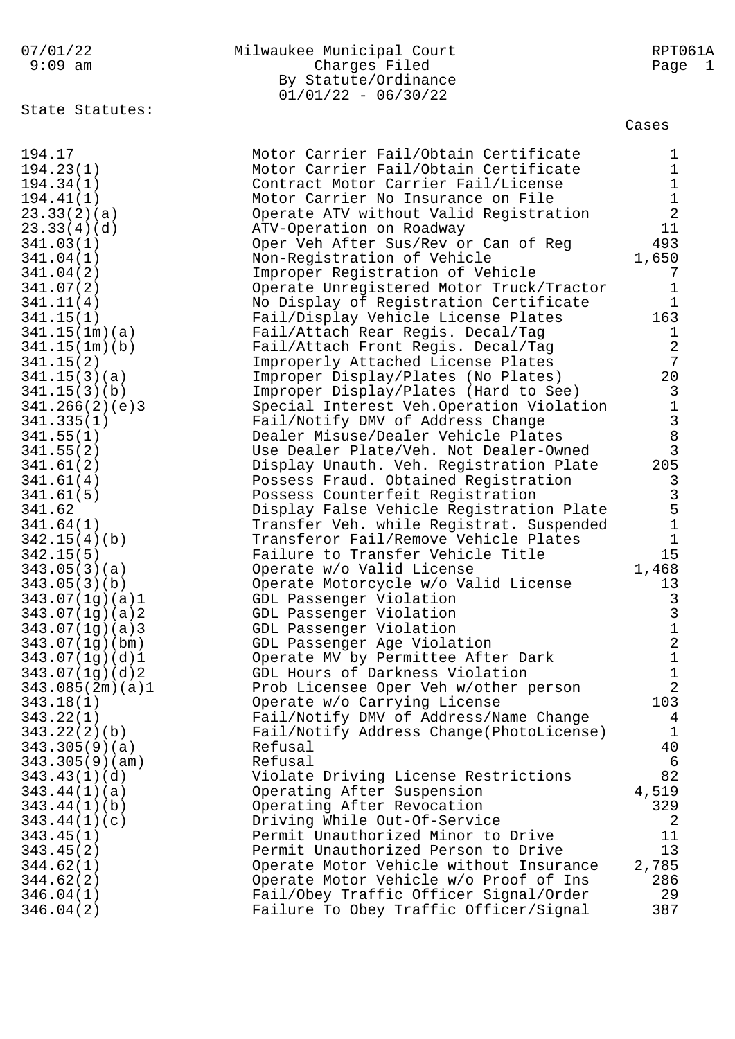07/01/22
9:09 am

# Milwaukee Municipal Court
## Charges Filed
## By Statute/Ordinance
## 01/01/22 - 06/30/22

RPT061A

State Statutes:

| Statute | Description | Cases |
|---|---|---|
| 194.17 | Motor Carrier Fail/Obtain Certificate | 1 |
| 194.23(1) | Motor Carrier Fail/Obtain Certificate | 1 |
| 194.34(1) | Contract Motor Carrier Fail/License | 1 |
| 194.41(1) | Motor Carrier No Insurance on File | 1 |
| 23.33(2)(a) | Operate ATV without Valid Registration | 2 |
| 23.33(4)(d) | ATV-Operation on Roadway | 11 |
| 341.03(1) | Oper Veh After Sus/Rev or Can of Reg | 493 |
| 341.04(1) | Non-Registration of Vehicle | 1,650 |
| 341.04(2) | Improper Registration of Vehicle | 7 |
| 341.07(2) | Operate Unregistered Motor Truck/Tractor | 1 |
| 341.11(4) | No Display of Registration Certificate | 1 |
| 341.15(1) | Fail/Display Vehicle License Plates | 163 |
| 341.15(1m)(a) | Fail/Attach Rear Regis. Decal/Tag | 1 |
| 341.15(1m)(b) | Fail/Attach Front Regis. Decal/Tag | 2 |
| 341.15(2) | Improperly Attached License Plates | 7 |
| 341.15(3)(a) | Improper Display/Plates (No Plates) | 20 |
| 341.15(3)(b) | Improper Display/Plates (Hard to See) | 3 |
| 341.266(2)(e)3 | Special Interest Veh.Operation Violation | 1 |
| 341.335(1) | Fail/Notify DMV of Address Change | 3 |
| 341.55(1) | Dealer Misuse/Dealer Vehicle Plates | 8 |
| 341.55(2) | Use Dealer Plate/Veh. Not Dealer-Owned | 3 |
| 341.61(2) | Display Unauth. Veh. Registration Plate | 205 |
| 341.61(4) | Possess Fraud. Obtained Registration | 3 |
| 341.61(5) | Possess Counterfeit Registration | 3 |
| 341.62 | Display False Vehicle Registration Plate | 5 |
| 341.64(1) | Transfer Veh. while Registrat. Suspended | 1 |
| 342.15(4)(b) | Transferor Fail/Remove Vehicle Plates | 1 |
| 342.15(5) | Failure to Transfer Vehicle Title | 15 |
| 343.05(3)(a) | Operate w/o Valid License | 1,468 |
| 343.05(3)(b) | Operate Motorcycle w/o Valid License | 13 |
| 343.07(1g)(a)1 | GDL Passenger Violation | 3 |
| 343.07(1g)(a)2 | GDL Passenger Violation | 3 |
| 343.07(1g)(a)3 | GDL Passenger Violation | 1 |
| 343.07(1g)(bm) | GDL Passenger Age Violation | 2 |
| 343.07(1g)(d)1 | Operate MV by Permittee After Dark | 1 |
| 343.07(1g)(d)2 | GDL Hours of Darkness Violation | 1 |
| 343.085(2m)(a)1 | Prob Licensee Oper Veh w/other person | 2 |
| 343.18(1) | Operate w/o Carrying License | 103 |
| 343.22(1) | Fail/Notify DMV of Address/Name Change | 4 |
| 343.22(2)(b) | Fail/Notify Address Change(PhotoLicense) | 1 |
| 343.305(9)(a) | Refusal | 40 |
| 343.305(9)(am) | Refusal | 6 |
| 343.43(1)(d) | Violate Driving License Restrictions | 82 |
| 343.44(1)(a) | Operating After Suspension | 4,519 |
| 343.44(1)(b) | Operating After Revocation | 329 |
| 343.44(1)(c) | Driving While Out-Of-Service | 2 |
| 343.45(1) | Permit Unauthorized Minor to Drive | 11 |
| 343.45(2) | Permit Unauthorized Person to Drive | 13 |
| 344.62(1) | Operate Motor Vehicle without Insurance | 2,785 |
| 344.62(2) | Operate Motor Vehicle w/o Proof of Ins | 286 |
| 346.04(1) | Fail/Obey Traffic Officer Signal/Order | 29 |
| 346.04(2) | Failure To Obey Traffic Officer/Signal | 387 |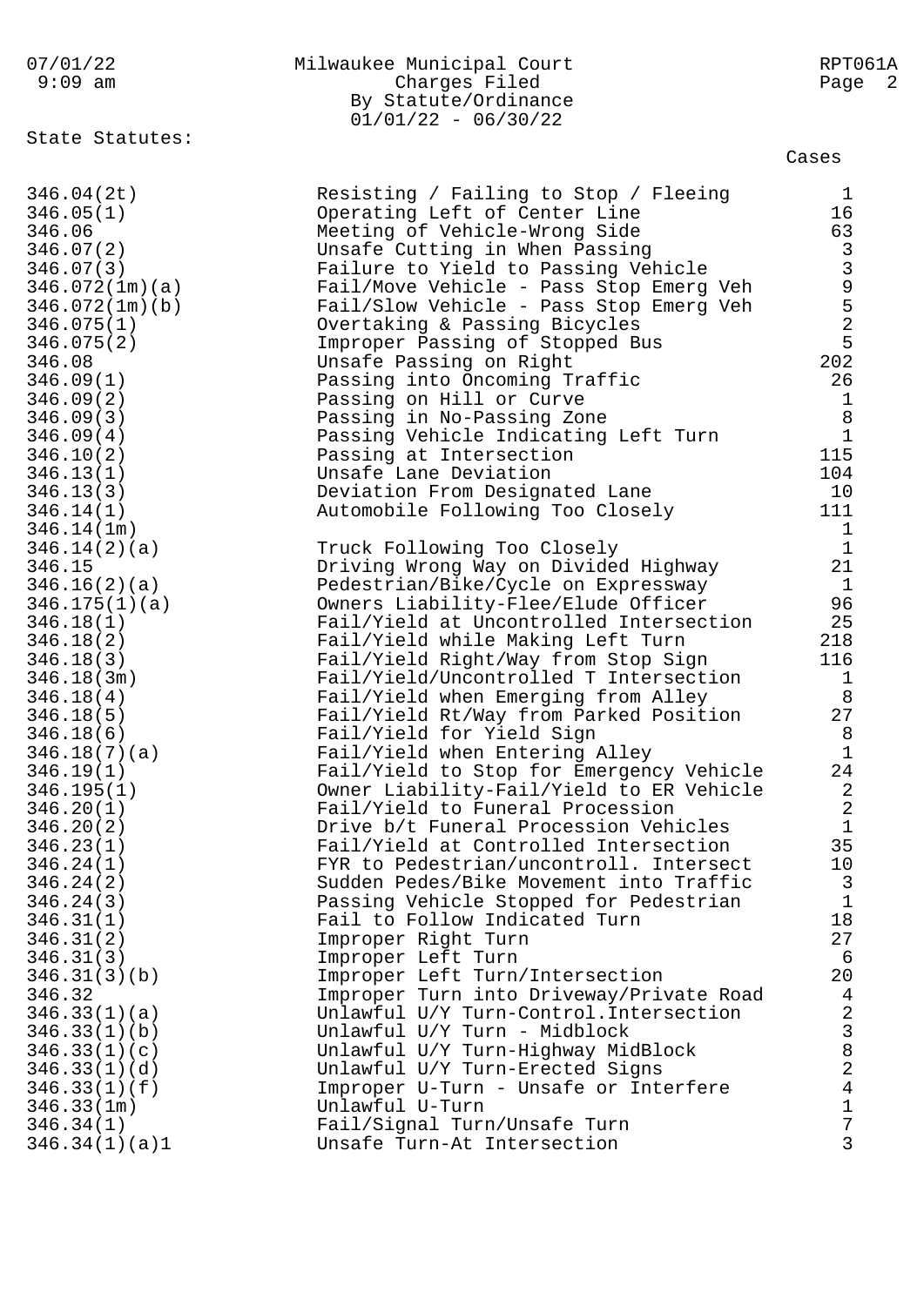Milwaukee Municipal Court
Charges Filed
By Statute/Ordinance
01/01/22 - 06/30/22

State Statutes:

| Statute | Description | Cases |
|---|---|---|
| 346.04(2t) | Resisting / Failing to Stop / Fleeing | 1 |
| 346.05(1) | Operating Left of Center Line | 16 |
| 346.06 | Meeting of Vehicle-Wrong Side | 63 |
| 346.07(2) | Unsafe Cutting in When Passing | 3 |
| 346.07(3) | Failure to Yield to Passing Vehicle | 3 |
| 346.072(1m)(a) | Fail/Move Vehicle - Pass Stop Emerg Veh | 9 |
| 346.072(1m)(b) | Fail/Slow Vehicle - Pass Stop Emerg Veh | 5 |
| 346.075(1) | Overtaking & Passing Bicycles | 2 |
| 346.075(2) | Improper Passing of Stopped Bus | 5 |
| 346.08 | Unsafe Passing on Right | 202 |
| 346.09(1) | Passing into Oncoming Traffic | 26 |
| 346.09(2) | Passing on Hill or Curve | 1 |
| 346.09(3) | Passing in No-Passing Zone | 8 |
| 346.09(4) | Passing Vehicle Indicating Left Turn | 1 |
| 346.10(2) | Passing at Intersection | 115 |
| 346.13(1) | Unsafe Lane Deviation | 104 |
| 346.13(3) | Deviation From Designated Lane | 10 |
| 346.14(1) | Automobile Following Too Closely | 111 |
| 346.14(1m) | | 1 |
| 346.14(2)(a) | Truck Following Too Closely | 1 |
| 346.15 | Driving Wrong Way on Divided Highway | 21 |
| 346.16(2)(a) | Pedestrian/Bike/Cycle on Expressway | 1 |
| 346.175(1)(a) | Owners Liability-Flee/Elude Officer | 96 |
| 346.18(1) | Fail/Yield at Uncontrolled Intersection | 25 |
| 346.18(2) | Fail/Yield while Making Left Turn | 218 |
| 346.18(3) | Fail/Yield Right/Way from Stop Sign | 116 |
| 346.18(3m) | Fail/Yield/Uncontrolled T Intersection | 1 |
| 346.18(4) | Fail/Yield when Emerging from Alley | 8 |
| 346.18(5) | Fail/Yield Rt/Way from Parked Position | 27 |
| 346.18(6) | Fail/Yield for Yield Sign | 8 |
| 346.18(7)(a) | Fail/Yield when Entering Alley | 1 |
| 346.19(1) | Fail/Yield to Stop for Emergency Vehicle | 24 |
| 346.195(1) | Owner Liability-Fail/Yield to ER Vehicle | 2 |
| 346.20(1) | Fail/Yield to Funeral Procession | 2 |
| 346.20(2) | Drive b/t Funeral Procession Vehicles | 1 |
| 346.23(1) | Fail/Yield at Controlled Intersection | 35 |
| 346.24(1) | FYR to Pedestrian/uncontroll. Intersect | 10 |
| 346.24(2) | Sudden Pedes/Bike Movement into Traffic | 3 |
| 346.24(3) | Passing Vehicle Stopped for Pedestrian | 1 |
| 346.31(1) | Fail to Follow Indicated Turn | 18 |
| 346.31(2) | Improper Right Turn | 27 |
| 346.31(3) | Improper Left Turn | 6 |
| 346.31(3)(b) | Improper Left Turn/Intersection | 20 |
| 346.32 | Improper Turn into Driveway/Private Road | 4 |
| 346.33(1)(a) | Unlawful U/Y Turn-Control.Intersection | 2 |
| 346.33(1)(b) | Unlawful U/Y Turn - Midblock | 3 |
| 346.33(1)(c) | Unlawful U/Y Turn-Highway MidBlock | 8 |
| 346.33(1)(d) | Unlawful U/Y Turn-Erected Signs | 2 |
| 346.33(1)(f) | Improper U-Turn - Unsafe or Interfere | 4 |
| 346.33(1m) | Unlawful U-Turn | 1 |
| 346.34(1) | Fail/Signal Turn/Unsafe Turn | 7 |
| 346.34(1)(a)1 | Unsafe Turn-At Intersection | 3 |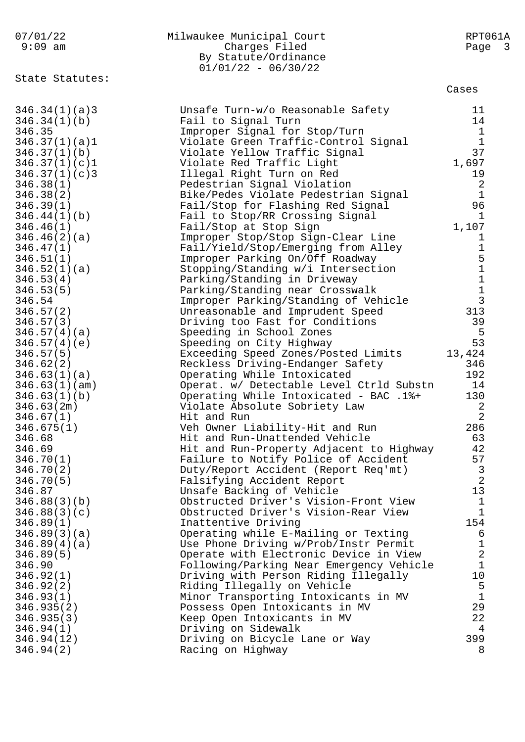State Statutes:

| Statute | Description | Cases |
|---|---|---|
| 346.34(1)(a)3 | Unsafe Turn-w/o Reasonable Safety | 11 |
| 346.34(1)(b) | Fail to Signal Turn | 14 |
| 346.35 | Improper Signal for Stop/Turn | 1 |
| 346.37(1)(a)1 | Violate Green Traffic-Control Signal | 1 |
| 346.37(1)(b) | Violate Yellow Traffic Signal | 37 |
| 346.37(1)(c)1 | Violate Red Traffic Light | 1,697 |
| 346.37(1)(c)3 | Illegal Right Turn on Red | 19 |
| 346.38(1) | Pedestrian Signal Violation | 2 |
| 346.38(2) | Bike/Pedes Violate Pedestrian Signal | 1 |
| 346.39(1) | Fail/Stop for Flashing Red Signal | 96 |
| 346.44(1)(b) | Fail to Stop/RR Crossing Signal | 1 |
| 346.46(1) | Fail/Stop at Stop Sign | 1,107 |
| 346.46(2)(a) | Improper Stop/Stop Sign-Clear Line | 1 |
| 346.47(1) | Fail/Yield/Stop/Emerging from Alley | 1 |
| 346.51(1) | Improper Parking On/Off Roadway | 5 |
| 346.52(1)(a) | Stopping/Standing w/i Intersection | 1 |
| 346.53(4) | Parking/Standing in Driveway | 1 |
| 346.53(5) | Parking/Standing near Crosswalk | 1 |
| 346.54 | Improper Parking/Standing of Vehicle | 3 |
| 346.57(2) | Unreasonable and Imprudent Speed | 313 |
| 346.57(3) | Driving too Fast for Conditions | 39 |
| 346.57(4)(a) | Speeding in School Zones | 5 |
| 346.57(4)(e) | Speeding on City Highway | 53 |
| 346.57(5) | Exceeding Speed Zones/Posted Limits | 13,424 |
| 346.62(2) | Reckless Driving-Endanger Safety | 346 |
| 346.63(1)(a) | Operating While Intoxicated | 192 |
| 346.63(1)(am) | Operat. w/ Detectable Level Ctrld Substn | 14 |
| 346.63(1)(b) | Operating While Intoxicated - BAC .1%+ | 130 |
| 346.63(2m) | Violate Absolute Sobriety Law | 2 |
| 346.67(1) | Hit and Run | 2 |
| 346.675(1) | Veh Owner Liability-Hit and Run | 286 |
| 346.68 | Hit and Run-Unattended Vehicle | 63 |
| 346.69 | Hit and Run-Property Adjacent to Highway | 42 |
| 346.70(1) | Failure to Notify Police of Accident | 57 |
| 346.70(2) | Duty/Report Accident (Report Req'mt) | 3 |
| 346.70(5) | Falsifying Accident Report | 2 |
| 346.87 | Unsafe Backing of Vehicle | 13 |
| 346.88(3)(b) | Obstructed Driver's Vision-Front View | 1 |
| 346.88(3)(c) | Obstructed Driver's Vision-Rear View | 1 |
| 346.89(1) | Inattentive Driving | 154 |
| 346.89(3)(a) | Operating while E-Mailing or Texting | 6 |
| 346.89(4)(a) | Use Phone Driving w/Prob/Instr Permit | 1 |
| 346.89(5) | Operate with Electronic Device in View | 2 |
| 346.90 | Following/Parking Near Emergency Vehicle | 1 |
| 346.92(1) | Driving with Person Riding Illegally | 10 |
| 346.92(2) | Riding Illegally on Vehicle | 5 |
| 346.93(1) | Minor Transporting Intoxicants in MV | 1 |
| 346.935(2) | Possess Open Intoxicants in MV | 29 |
| 346.935(3) | Keep Open Intoxicants in MV | 22 |
| 346.94(1) | Driving on Sidewalk | 4 |
| 346.94(12) | Driving on Bicycle Lane or Way | 399 |
| 346.94(2) | Racing on Highway | 8 |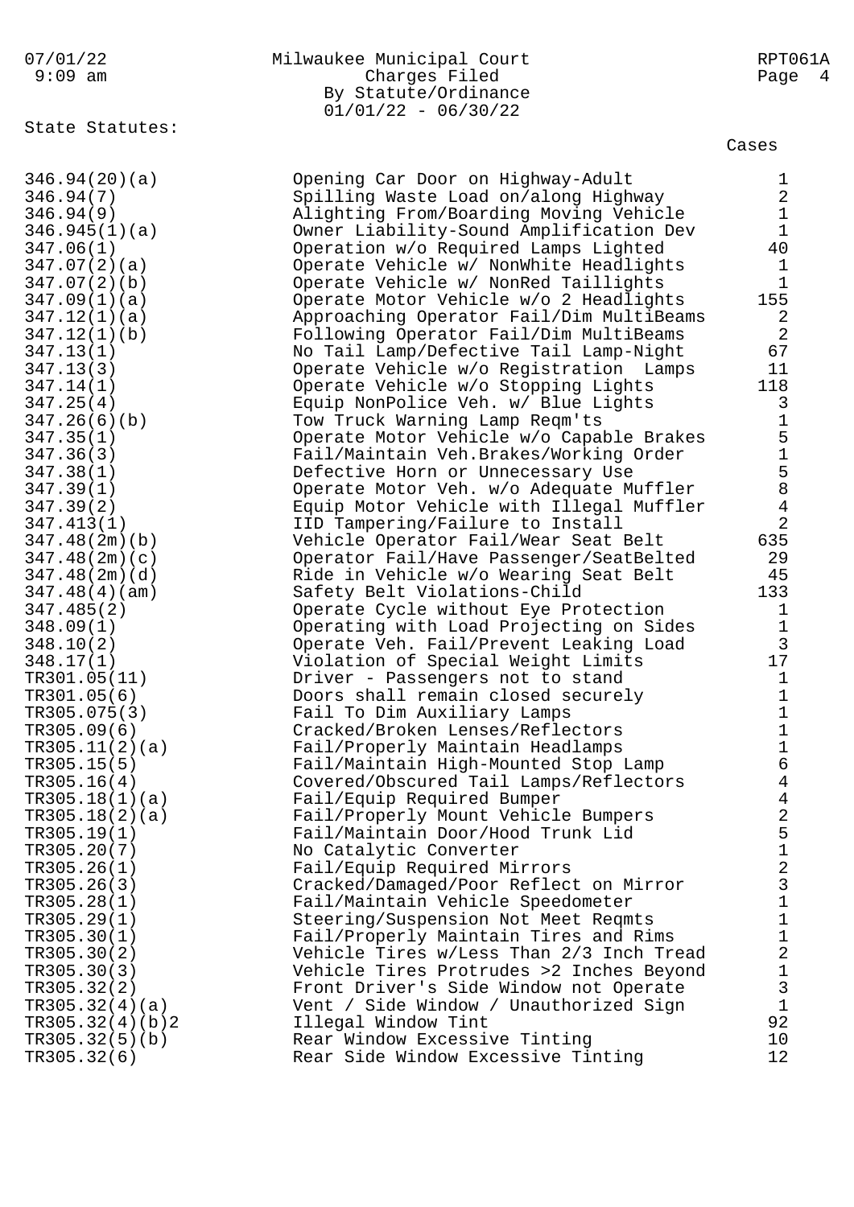07/01/22 9:09 am

Milwaukee Municipal Court
Charges Filed
By Statute/Ordinance
01/01/22 - 06/30/22

RPT061A

State Statutes:

| Statute/Ordinance | Description | Cases |
|---|---|---|
| 346.94(20)(a) | Opening Car Door on Highway-Adult | 1 |
| 346.94(7) | Spilling Waste Load on/along Highway | 2 |
| 346.94(9) | Alighting From/Boarding Moving Vehicle | 1 |
| 346.945(1)(a) | Owner Liability-Sound Amplification Dev | 1 |
| 347.06(1) | Operation w/o Required Lamps Lighted | 40 |
| 347.07(2)(a) | Operate Vehicle w/ NonWhite Headlights | 1 |
| 347.07(2)(b) | Operate Vehicle w/ NonRed Taillights | 1 |
| 347.09(1)(a) | Operate Motor Vehicle w/o 2 Headlights | 155 |
| 347.12(1)(a) | Approaching Operator Fail/Dim MultiBeams | 2 |
| 347.12(1)(b) | Following Operator Fail/Dim MultiBeams | 2 |
| 347.13(1) | No Tail Lamp/Defective Tail Lamp-Night | 67 |
| 347.13(3) | Operate Vehicle w/o Registration  Lamps | 11 |
| 347.14(1) | Operate Vehicle w/o Stopping Lights | 118 |
| 347.25(4) | Equip NonPolice Veh. w/ Blue Lights | 3 |
| 347.26(6)(b) | Tow Truck Warning Lamp Reqm'ts | 1 |
| 347.35(1) | Operate Motor Vehicle w/o Capable Brakes | 5 |
| 347.36(3) | Fail/Maintain Veh.Brakes/Working Order | 1 |
| 347.38(1) | Defective Horn or Unnecessary Use | 5 |
| 347.39(1) | Operate Motor Veh. w/o Adequate Muffler | 8 |
| 347.39(2) | Equip Motor Vehicle with Illegal Muffler | 4 |
| 347.413(1) | IID Tampering/Failure to Install | 2 |
| 347.48(2m)(b) | Vehicle Operator Fail/Wear Seat Belt | 635 |
| 347.48(2m)(c) | Operator Fail/Have Passenger/SeatBelted | 29 |
| 347.48(2m)(d) | Ride in Vehicle w/o Wearing Seat Belt | 45 |
| 347.48(4)(am) | Safety Belt Violations-Child | 133 |
| 347.485(2) | Operate Cycle without Eye Protection | 1 |
| 348.09(1) | Operating with Load Projecting on Sides | 1 |
| 348.10(2) | Operate Veh. Fail/Prevent Leaking Load | 3 |
| 348.17(1) | Violation of Special Weight Limits | 17 |
| TR301.05(11) | Driver - Passengers not to stand | 1 |
| TR301.05(6) | Doors shall remain closed securely | 1 |
| TR305.075(3) | Fail To Dim Auxiliary Lamps | 1 |
| TR305.09(6) | Cracked/Broken Lenses/Reflectors | 1 |
| TR305.11(2)(a) | Fail/Properly Maintain Headlamps | 1 |
| TR305.15(5) | Fail/Maintain High-Mounted Stop Lamp | 6 |
| TR305.16(4) | Covered/Obscured Tail Lamps/Reflectors | 4 |
| TR305.18(1)(a) | Fail/Equip Required Bumper | 4 |
| TR305.18(2)(a) | Fail/Properly Mount Vehicle Bumpers | 2 |
| TR305.19(1) | Fail/Maintain Door/Hood Trunk Lid | 5 |
| TR305.20(7) | No Catalytic Converter | 1 |
| TR305.26(1) | Fail/Equip Required Mirrors | 2 |
| TR305.26(3) | Cracked/Damaged/Poor Reflect on Mirror | 3 |
| TR305.28(1) | Fail/Maintain Vehicle Speedometer | 1 |
| TR305.29(1) | Steering/Suspension Not Meet Reqmts | 1 |
| TR305.30(1) | Fail/Properly Maintain Tires and Rims | 1 |
| TR305.30(2) | Vehicle Tires w/Less Than 2/3 Inch Tread | 2 |
| TR305.30(3) | Vehicle Tires Protrudes >2 Inches Beyond | 1 |
| TR305.32(2) | Front Driver's Side Window not Operate | 3 |
| TR305.32(4)(a) | Vent / Side Window / Unauthorized Sign | 1 |
| TR305.32(4)(b)2 | Illegal Window Tint | 92 |
| TR305.32(5)(b) | Rear Window Excessive Tinting | 10 |
| TR305.32(6) | Rear Side Window Excessive Tinting | 12 |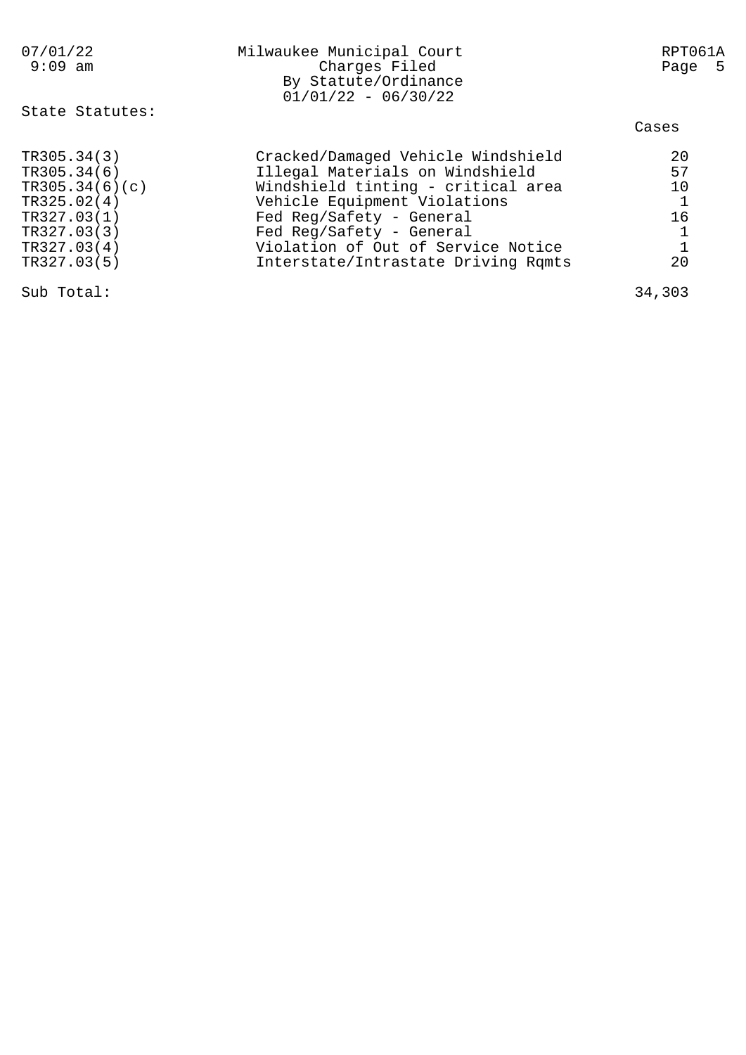State Statutes:

| | | Cases |
|---|---|---|
| TR305.34(3) | Cracked/Damaged Vehicle Windshield | 20 |
| TR305.34(6) | Illegal Materials on Windshield | 57 |
| TR305.34(6)(c) | Windshield tinting - critical area | 10 |
| TR325.02(4) | Vehicle Equipment Violations | 1 |
| TR327.03(1) | Fed Reg/Safety - General | 16 |
| TR327.03(3) | Fed Reg/Safety - General | 1 |
| TR327.03(4) | Violation of Out of Service Notice | 1 |
| TR327.03(5) | Interstate/Intrastate Driving Rqmts | 20 |
| Sub Total: | | 34,303 |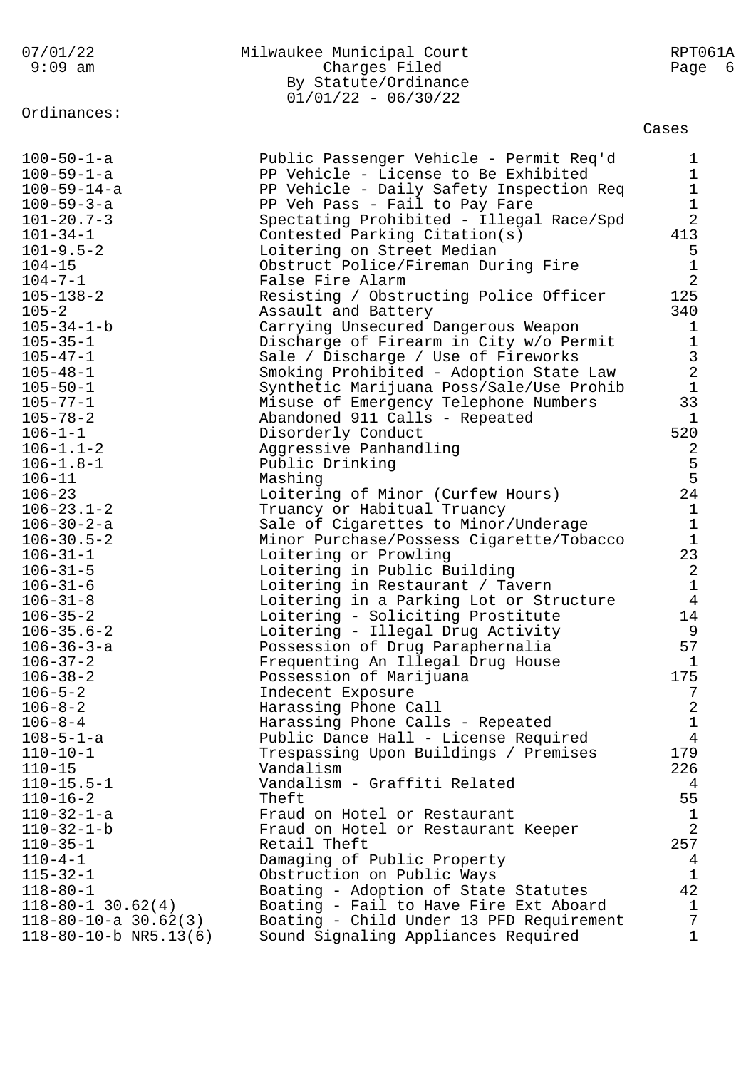Milwaukee Municipal Court
Charges Filed
By Statute/Ordinance
01/01/22 - 06/30/22

Ordinances:

| Ordinance | Description | Cases |
|---|---|---|
| 100-50-1-a | Public Passenger Vehicle - Permit Req'd | 1 |
| 100-59-1-a | PP Vehicle - License to Be Exhibited | 1 |
| 100-59-14-a | PP Vehicle - Daily Safety Inspection Req | 1 |
| 100-59-3-a | PP Veh Pass - Fail to Pay Fare | 1 |
| 101-20.7-3 | Spectating Prohibited - Illegal Race/Spd | 2 |
| 101-34-1 | Contested Parking Citation(s) | 413 |
| 101-9.5-2 | Loitering on Street Median | 5 |
| 104-15 | Obstruct Police/Fireman During Fire | 1 |
| 104-7-1 | False Fire Alarm | 2 |
| 105-138-2 | Resisting / Obstructing Police Officer | 125 |
| 105-2 | Assault and Battery | 340 |
| 105-34-1-b | Carrying Unsecured Dangerous Weapon | 1 |
| 105-35-1 | Discharge of Firearm in City w/o Permit | 1 |
| 105-47-1 | Sale / Discharge / Use of Fireworks | 3 |
| 105-48-1 | Smoking Prohibited - Adoption State Law | 2 |
| 105-50-1 | Synthetic Marijuana Poss/Sale/Use Prohib | 1 |
| 105-77-1 | Misuse of Emergency Telephone Numbers | 33 |
| 105-78-2 | Abandoned 911 Calls - Repeated | 1 |
| 106-1-1 | Disorderly Conduct | 520 |
| 106-1.1-2 | Aggressive Panhandling | 2 |
| 106-1.8-1 | Public Drinking | 5 |
| 106-11 | Mashing | 5 |
| 106-23 | Loitering of Minor (Curfew Hours) | 24 |
| 106-23.1-2 | Truancy or Habitual Truancy | 1 |
| 106-30-2-a | Sale of Cigarettes to Minor/Underage | 1 |
| 106-30.5-2 | Minor Purchase/Possess Cigarette/Tobacco | 1 |
| 106-31-1 | Loitering or Prowling | 23 |
| 106-31-5 | Loitering in Public Building | 2 |
| 106-31-6 | Loitering in Restaurant / Tavern | 1 |
| 106-31-8 | Loitering in a Parking Lot or Structure | 4 |
| 106-35-2 | Loitering - Soliciting Prostitute | 14 |
| 106-35.6-2 | Loitering - Illegal Drug Activity | 9 |
| 106-36-3-a | Possession of Drug Paraphernalia | 57 |
| 106-37-2 | Frequenting An Illegal Drug House | 1 |
| 106-38-2 | Possession of Marijuana | 175 |
| 106-5-2 | Indecent Exposure | 7 |
| 106-8-2 | Harassing Phone Call | 2 |
| 106-8-4 | Harassing Phone Calls - Repeated | 1 |
| 108-5-1-a | Public Dance Hall - License Required | 4 |
| 110-10-1 | Trespassing Upon Buildings / Premises | 179 |
| 110-15 | Vandalism | 226 |
| 110-15.5-1 | Vandalism - Graffiti Related | 4 |
| 110-16-2 | Theft | 55 |
| 110-32-1-a | Fraud on Hotel or Restaurant | 1 |
| 110-32-1-b | Fraud on Hotel or Restaurant Keeper | 2 |
| 110-35-1 | Retail Theft | 257 |
| 110-4-1 | Damaging of Public Property | 4 |
| 115-32-1 | Obstruction on Public Ways | 1 |
| 118-80-1 | Boating - Adoption of State Statutes | 42 |
| 118-80-1 30.62(4) | Boating - Fail to Have Fire Ext Aboard | 1 |
| 118-80-10-a 30.62(3) | Boating - Child Under 13 PFD Requirement | 7 |
| 118-80-10-b NR5.13(6) | Sound Signaling Appliances Required | 1 |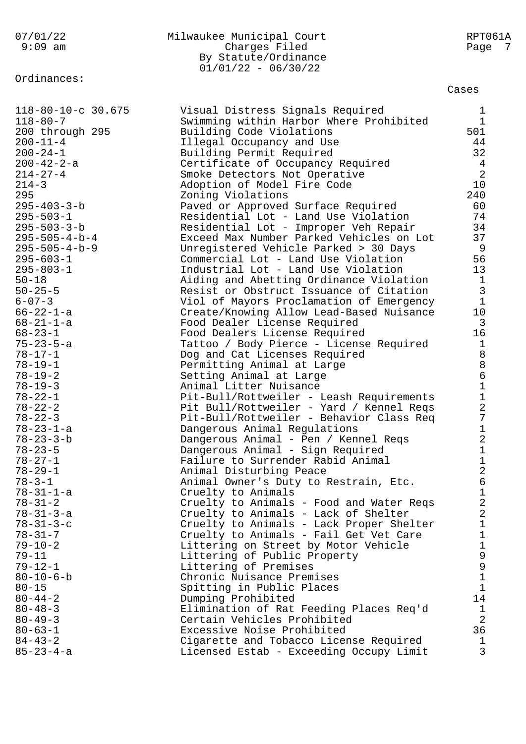Ordinances:

| Ordinance | Description | Cases |
|---|---|---|
| 118-80-10-c 30.675 | Visual Distress Signals Required | 1 |
| 118-80-7 | Swimming within Harbor Where Prohibited | 1 |
| 200 through 295 | Building Code Violations | 501 |
| 200-11-4 | Illegal Occupancy and Use | 44 |
| 200-24-1 | Building Permit Required | 32 |
| 200-42-2-a | Certificate of Occupancy Required | 4 |
| 214-27-4 | Smoke Detectors Not Operative | 2 |
| 214-3 | Adoption of Model Fire Code | 10 |
| 295 | Zoning Violations | 240 |
| 295-403-3-b | Paved or Approved Surface Required | 60 |
| 295-503-1 | Residential Lot - Land Use Violation | 74 |
| 295-503-3-b | Residential Lot - Improper Veh Repair | 34 |
| 295-505-4-b-4 | Exceed Max Number Parked Vehicles on Lot | 37 |
| 295-505-4-b-9 | Unregistered Vehicle Parked > 30 Days | 9 |
| 295-603-1 | Commercial Lot - Land Use Violation | 56 |
| 295-803-1 | Industrial Lot - Land Use Violation | 13 |
| 50-18 | Aiding and Abetting Ordinance Violation | 1 |
| 50-25-5 | Resist or Obstruct Issuance of Citation | 3 |
| 6-07-3 | Viol of Mayors Proclamation of Emergency | 1 |
| 66-22-1-a | Create/Knowing Allow Lead-Based Nuisance | 10 |
| 68-21-1-a | Food Dealer License Required | 3 |
| 68-23-1 | Food Dealers License Required | 16 |
| 75-23-5-a | Tattoo / Body Pierce - License Required | 1 |
| 78-17-1 | Dog and Cat Licenses Required | 8 |
| 78-19-1 | Permitting Animal at Large | 8 |
| 78-19-2 | Setting Animal at Large | 6 |
| 78-19-3 | Animal Litter Nuisance | 1 |
| 78-22-1 | Pit-Bull/Rottweiler - Leash Requirements | 1 |
| 78-22-2 | Pit Bull/Rottweiler - Yard / Kennel Reqs | 2 |
| 78-22-3 | Pit-Bull/Rottweiler - Behavior Class Req | 7 |
| 78-23-1-a | Dangerous Animal Regulations | 1 |
| 78-23-3-b | Dangerous Animal - Pen / Kennel Reqs | 2 |
| 78-23-5 | Dangerous Animal - Sign Required | 1 |
| 78-27-1 | Failure to Surrender Rabid Animal | 1 |
| 78-29-1 | Animal Disturbing Peace | 2 |
| 78-3-1 | Animal Owner's Duty to Restrain, Etc. | 6 |
| 78-31-1-a | Cruelty to Animals | 1 |
| 78-31-2 | Cruelty to Animals - Food and Water Reqs | 2 |
| 78-31-3-a | Cruelty to Animals - Lack of Shelter | 2 |
| 78-31-3-c | Cruelty to Animals - Lack Proper Shelter | 1 |
| 78-31-7 | Cruelty to Animals - Fail Get Vet Care | 1 |
| 79-10-2 | Littering on Street by Motor Vehicle | 1 |
| 79-11 | Littering of Public Property | 9 |
| 79-12-1 | Littering of Premises | 9 |
| 80-10-6-b | Chronic Nuisance Premises | 1 |
| 80-15 | Spitting in Public Places | 1 |
| 80-44-2 | Dumping Prohibited | 14 |
| 80-48-3 | Elimination of Rat Feeding Places Req'd | 1 |
| 80-49-3 | Certain Vehicles Prohibited | 2 |
| 80-63-1 | Excessive Noise Prohibited | 36 |
| 84-43-2 | Cigarette and Tobacco License Required | 1 |
| 85-23-4-a | Licensed Estab - Exceeding Occupy Limit | 3 |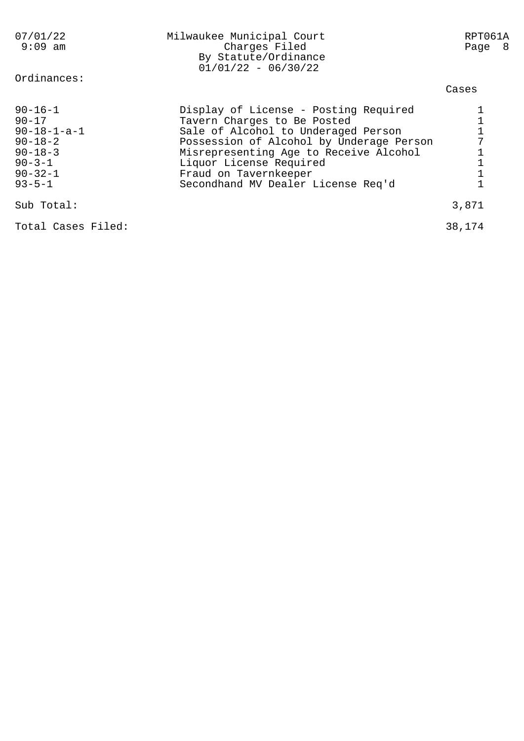Milwaukee Municipal Court
Charges Filed
By Statute/Ordinance
01/01/22 - 06/30/22

07/01/22 9:09 am — RPT061A

Ordinances:

| Ordinance | Description | Cases |
|---|---|---|
| 90-16-1 | Display of License - Posting Required | 1 |
| 90-17 | Tavern Charges to Be Posted | 1 |
| 90-18-1-a-1 | Sale of Alcohol to Underaged Person | 1 |
| 90-18-2 | Possession of Alcohol by Underage Person | 7 |
| 90-18-3 | Misrepresenting Age to Receive Alcohol | 1 |
| 90-3-1 | Liquor License Required | 1 |
| 90-32-1 | Fraud on Tavernkeeper | 1 |
| 93-5-1 | Secondhand MV Dealer License Req'd | 1 |
| Sub Total: | | 3,871 |
| Total Cases Filed: | | 38,174 |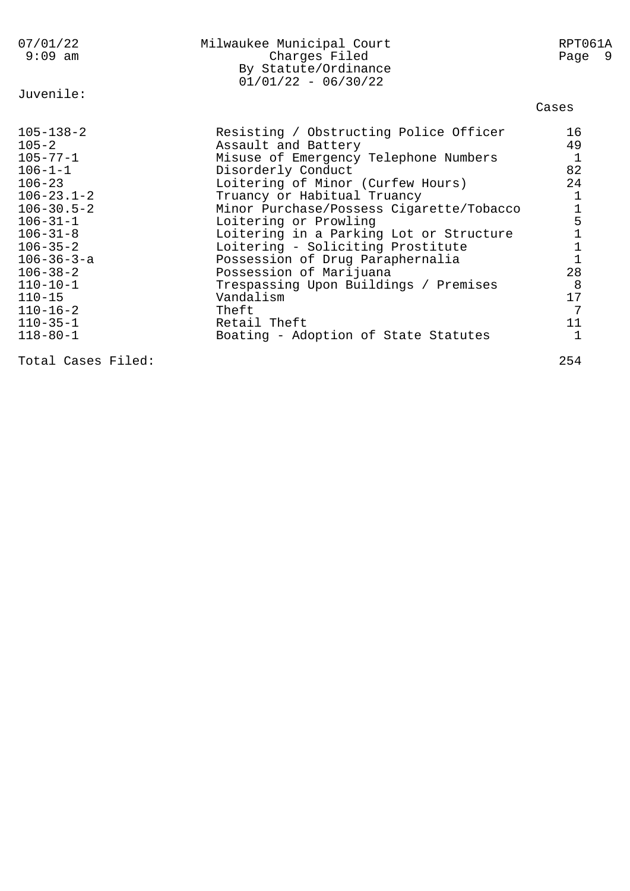Milwaukee Municipal Court
Charges Filed
By Statute/Ordinance
01/01/22 - 06/30/22

07/01/22
9:09 am

RPT061A

Juvenile:

| | | Cases |
|---|---|---|
| 105-138-2 | Resisting / Obstructing Police Officer | 16 |
| 105-2 | Assault and Battery | 49 |
| 105-77-1 | Misuse of Emergency Telephone Numbers | 1 |
| 106-1-1 | Disorderly Conduct | 82 |
| 106-23 | Loitering of Minor (Curfew Hours) | 24 |
| 106-23.1-2 | Truancy or Habitual Truancy | 1 |
| 106-30.5-2 | Minor Purchase/Possess Cigarette/Tobacco | 1 |
| 106-31-1 | Loitering or Prowling | 5 |
| 106-31-8 | Loitering in a Parking Lot or Structure | 1 |
| 106-35-2 | Loitering - Soliciting Prostitute | 1 |
| 106-36-3-a | Possession of Drug Paraphernalia | 1 |
| 106-38-2 | Possession of Marijuana | 28 |
| 110-10-1 | Trespassing Upon Buildings / Premises | 8 |
| 110-15 | Vandalism | 17 |
| 110-16-2 | Theft | 7 |
| 110-35-1 | Retail Theft | 11 |
| 118-80-1 | Boating - Adoption of State Statutes | 1 |

Total Cases Filed: 254